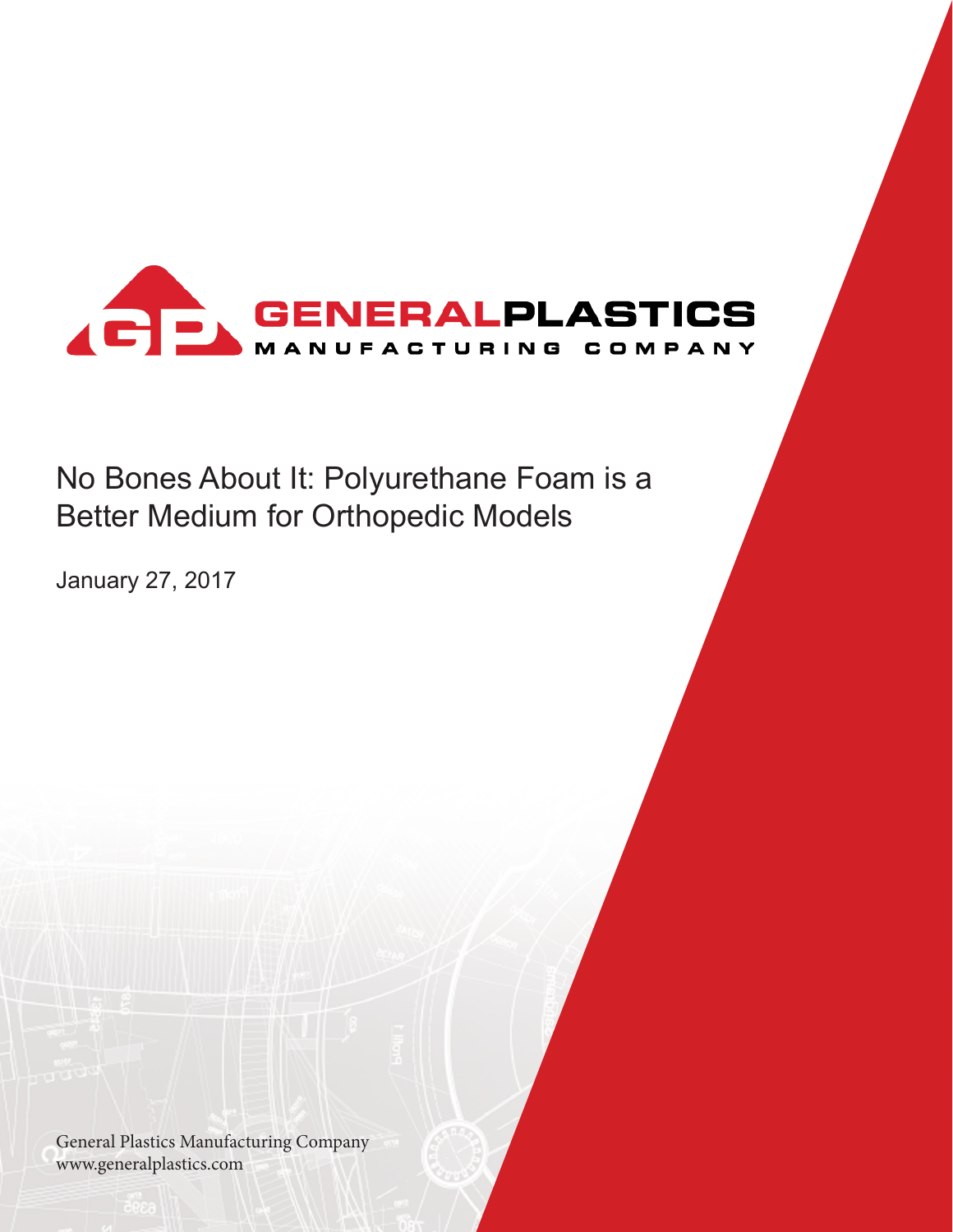GENERALPLASTICS
MANUFACTURING COMPANY

# No Bones About It: Polyurethane Foam is a Better Medium for Orthopedic Models

January 27, 2017

General Plastics Manufacturing Company
www.generalplastics.com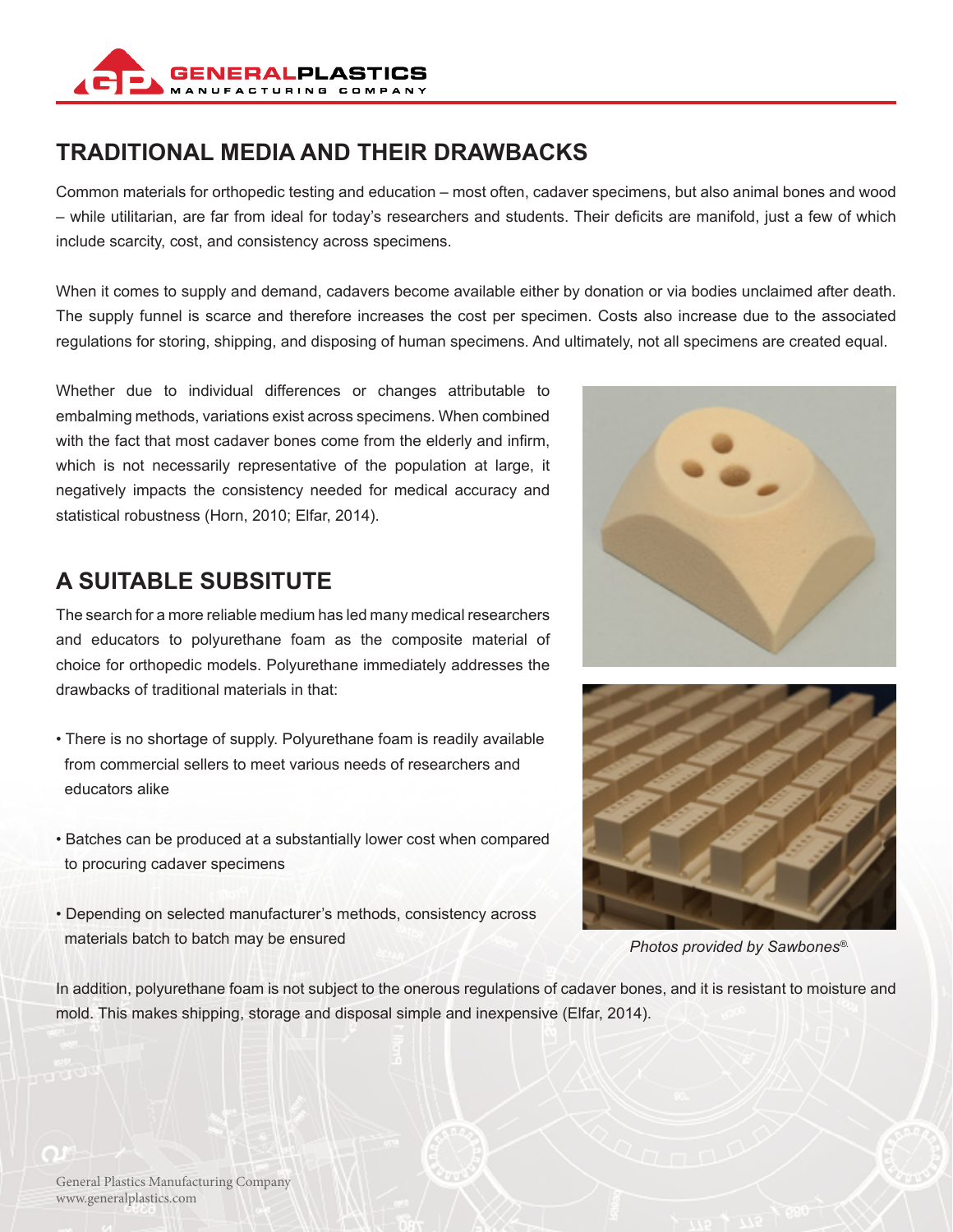## TRADITIONAL MEDIA AND THEIR DRAWBACKS

Common materials for orthopedic testing and education – most often, cadaver specimens, but also animal bones and wood – while utilitarian, are far from ideal for today's researchers and students. Their deficits are manifold, just a few of which include scarcity, cost, and consistency across specimens.

When it comes to supply and demand, cadavers become available either by donation or via bodies unclaimed after death. The supply funnel is scarce and therefore increases the cost per specimen. Costs also increase due to the associated regulations for storing, shipping, and disposing of human specimens. And ultimately, not all specimens are created equal.

Whether due to individual differences or changes attributable to embalming methods, variations exist across specimens. When combined with the fact that most cadaver bones come from the elderly and infirm, which is not necessarily representative of the population at large, it negatively impacts the consistency needed for medical accuracy and statistical robustness (Horn, 2010; Elfar, 2014).

## A SUITABLE SUBSITUTE

The search for a more reliable medium has led many medical researchers and educators to polyurethane foam as the composite material of choice for orthopedic models. Polyurethane immediately addresses the drawbacks of traditional materials in that:

- There is no shortage of supply. Polyurethane foam is readily available from commercial sellers to meet various needs of researchers and educators alike
- Batches can be produced at a substantially lower cost when compared to procuring cadaver specimens
- Depending on selected manufacturer's methods, consistency across materials batch to batch may be ensured

*Photos provided by Sawbones®.*

In addition, polyurethane foam is not subject to the onerous regulations of cadaver bones, and it is resistant to moisture and mold. This makes shipping, storage and disposal simple and inexpensive (Elfar, 2014).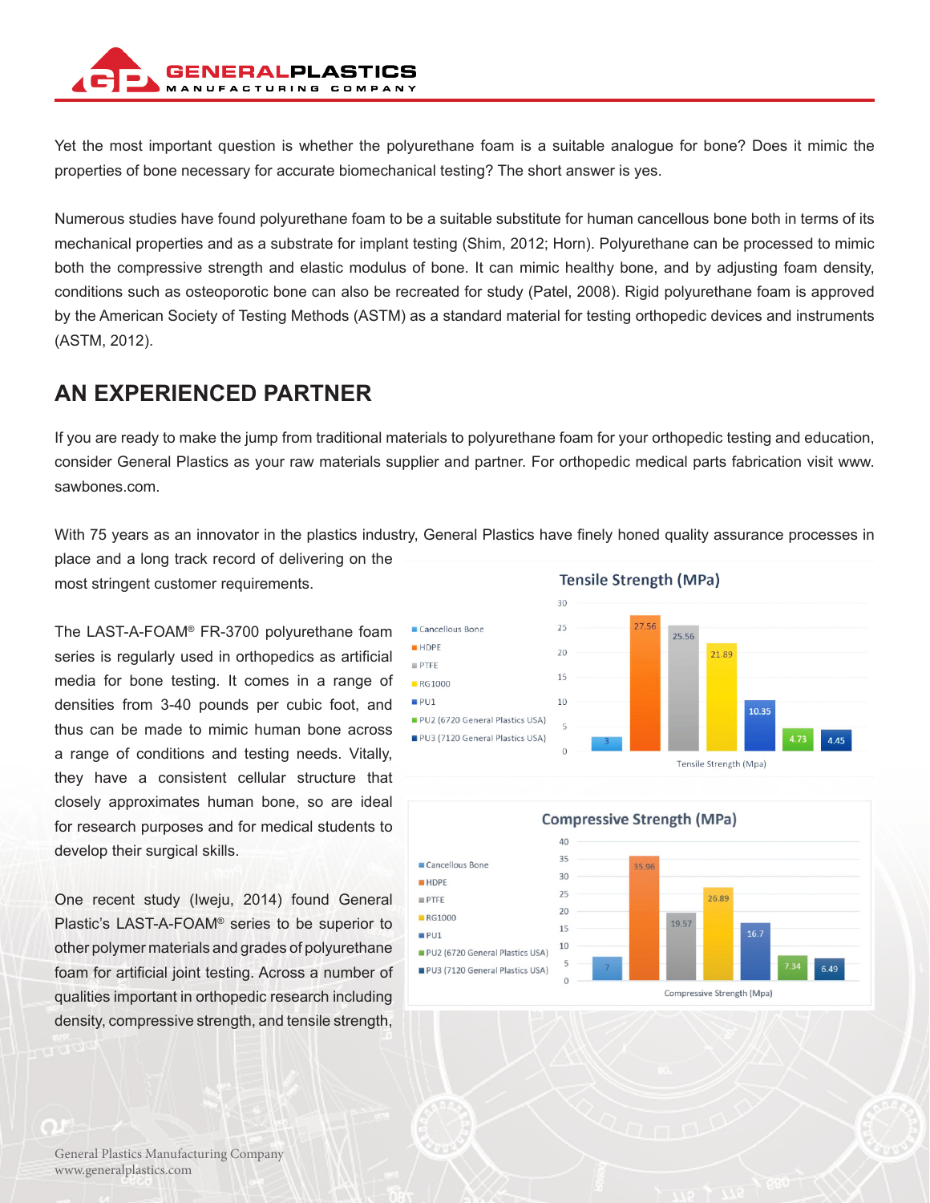Yet the most important question is whether the polyurethane foam is a suitable analogue for bone? Does it mimic the properties of bone necessary for accurate biomechanical testing? The short answer is yes.

Numerous studies have found polyurethane foam to be a suitable substitute for human cancellous bone both in terms of its mechanical properties and as a substrate for implant testing (Shim, 2012; Horn). Polyurethane can be processed to mimic both the compressive strength and elastic modulus of bone. It can mimic healthy bone, and by adjusting foam density, conditions such as osteoporotic bone can also be recreated for study (Patel, 2008). Rigid polyurethane foam is approved by the American Society of Testing Methods (ASTM) as a standard material for testing orthopedic devices and instruments (ASTM, 2012).

## AN EXPERIENCED PARTNER

If you are ready to make the jump from traditional materials to polyurethane foam for your orthopedic testing and education, consider General Plastics as your raw materials supplier and partner. For orthopedic medical parts fabrication visit www.sawbones.com.

With 75 years as an innovator in the plastics industry, General Plastics have finely honed quality assurance processes in place and a long track record of delivering on the most stringent customer requirements.

The LAST-A-FOAM® FR-3700 polyurethane foam series is regularly used in orthopedics as artificial media for bone testing. It comes in a range of densities from 3-40 pounds per cubic foot, and thus can be made to mimic human bone across a range of conditions and testing needs. Vitally, they have a consistent cellular structure that closely approximates human bone, so are ideal for research purposes and for medical students to develop their surgical skills.

One recent study (Iweju, 2014) found General Plastic's LAST-A-FOAM® series to be superior to other polymer materials and grades of polyurethane foam for artificial joint testing. Across a number of qualities important in orthopedic research including density, compressive strength, and tensile strength,

**Tensile Strength (MPa)**

| Material | Tensile Strength (Mpa) |
|---|---|
| Cancellous Bone | 3 |
| HDPE | 27.56 |
| PTFE | 25.56 |
| RG1000 | 21.89 |
| PU1 | 10.35 |
| PU2 (6720 General Plastics USA) | 4.73 |
| PU3 (7120 General Plastics USA) | 4.45 |

**Compressive Strength (MPa)**

| Material | Compressive Strength (Mpa) |
|---|---|
| Cancellous Bone | 7 |
| HDPE | 35.96 |
| PTFE | 19.57 |
| RG1000 | 26.89 |
| PU1 | 16.7 |
| PU2 (6720 General Plastics USA) | 7.34 |
| PU3 (7120 General Plastics USA) | 6.49 |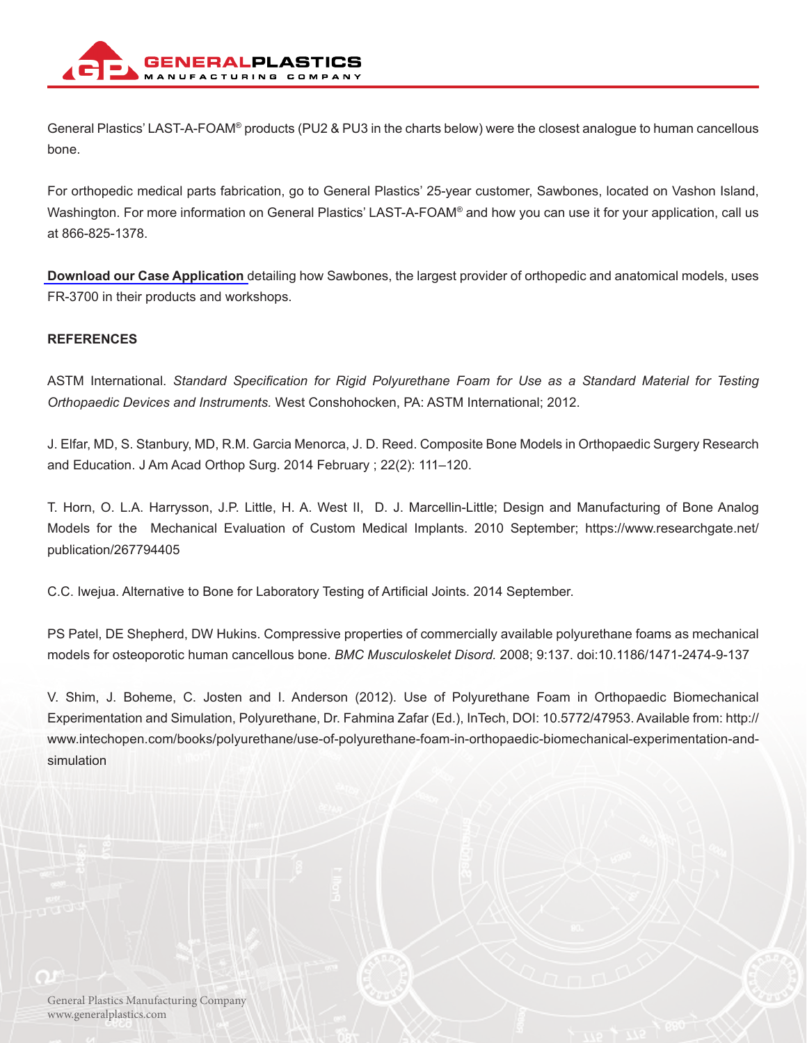General Plastics' LAST-A-FOAM® products (PU2 & PU3 in the charts below) were the closest analogue to human cancellous bone.

For orthopedic medical parts fabrication, go to General Plastics' 25-year customer, Sawbones, located on Vashon Island, Washington. For more information on General Plastics' LAST-A-FOAM® and how you can use it for your application, call us at 866-825-1378.

**Download our Case Application** detailing how Sawbones, the largest provider of orthopedic and anatomical models, uses FR-3700 in their products and workshops.

**REFERENCES**

ASTM International. *Standard Specification for Rigid Polyurethane Foam for Use as a Standard Material for Testing Orthopaedic Devices and Instruments.* West Conshohocken, PA: ASTM International; 2012.

J. Elfar, MD, S. Stanbury, MD, R.M. Garcia Menorca, J. D. Reed. Composite Bone Models in Orthopaedic Surgery Research and Education. J Am Acad Orthop Surg. 2014 February ; 22(2): 111–120.

T. Horn, O. L.A. Harrysson, J.P. Little, H. A. West II, D. J. Marcellin-Little; Design and Manufacturing of Bone Analog Models for the Mechanical Evaluation of Custom Medical Implants. 2010 September; https://www.researchgate.net/publication/267794405

C.C. Iwejua. Alternative to Bone for Laboratory Testing of Artificial Joints. 2014 September.

PS Patel, DE Shepherd, DW Hukins. Compressive properties of commercially available polyurethane foams as mechanical models for osteoporotic human cancellous bone. *BMC Musculoskelet Disord.* 2008; 9:137. doi:10.1186/1471-2474-9-137

V. Shim, J. Boheme, C. Josten and I. Anderson (2012). Use of Polyurethane Foam in Orthopaedic Biomechanical Experimentation and Simulation, Polyurethane, Dr. Fahmina Zafar (Ed.), InTech, DOI: 10.5772/47953. Available from: http://www.intechopen.com/books/polyurethane/use-of-polyurethane-foam-in-orthopaedic-biomechanical-experimentation-and-simulation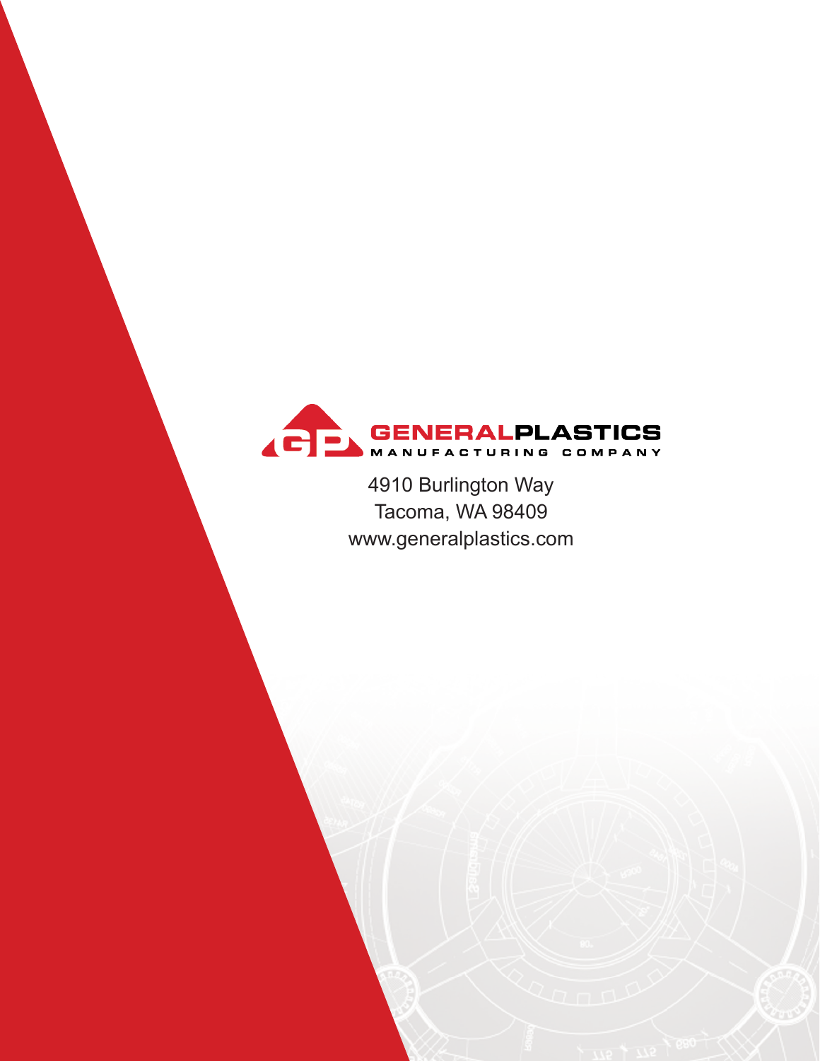GENERALPLASTICS
MANUFACTURING COMPANY

4910 Burlington Way
Tacoma, WA 98409
www.generalplastics.com